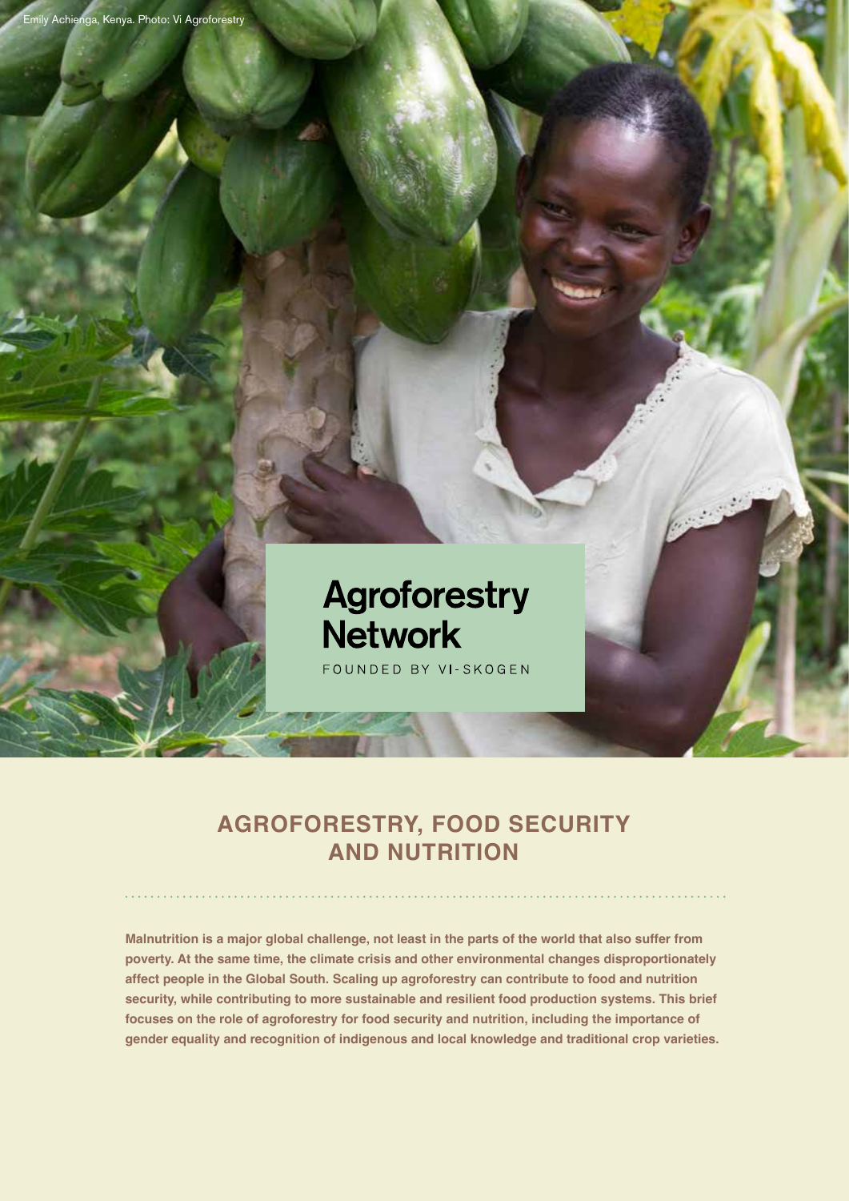Emily Achienga, Kenya. Photo: Vi Agroforestry

Agroforestry Network

FOUNDED BY VI-SKOGEN

# AGROFORESTRY, FOOD SECURITY AND NUTRITION

**Malnutrition is a major global challenge, not least in the parts of the world that also suffer from poverty. At the same time, the climate crisis and other environmental changes disproportionately affect people in the Global South. Scaling up agroforestry can contribute to food and nutrition security, while contributing to more sustainable and resilient food production systems. This brief focuses on the role of agroforestry for food security and nutrition, including the importance of gender equality and recognition of indigenous and local knowledge and traditional crop varieties.**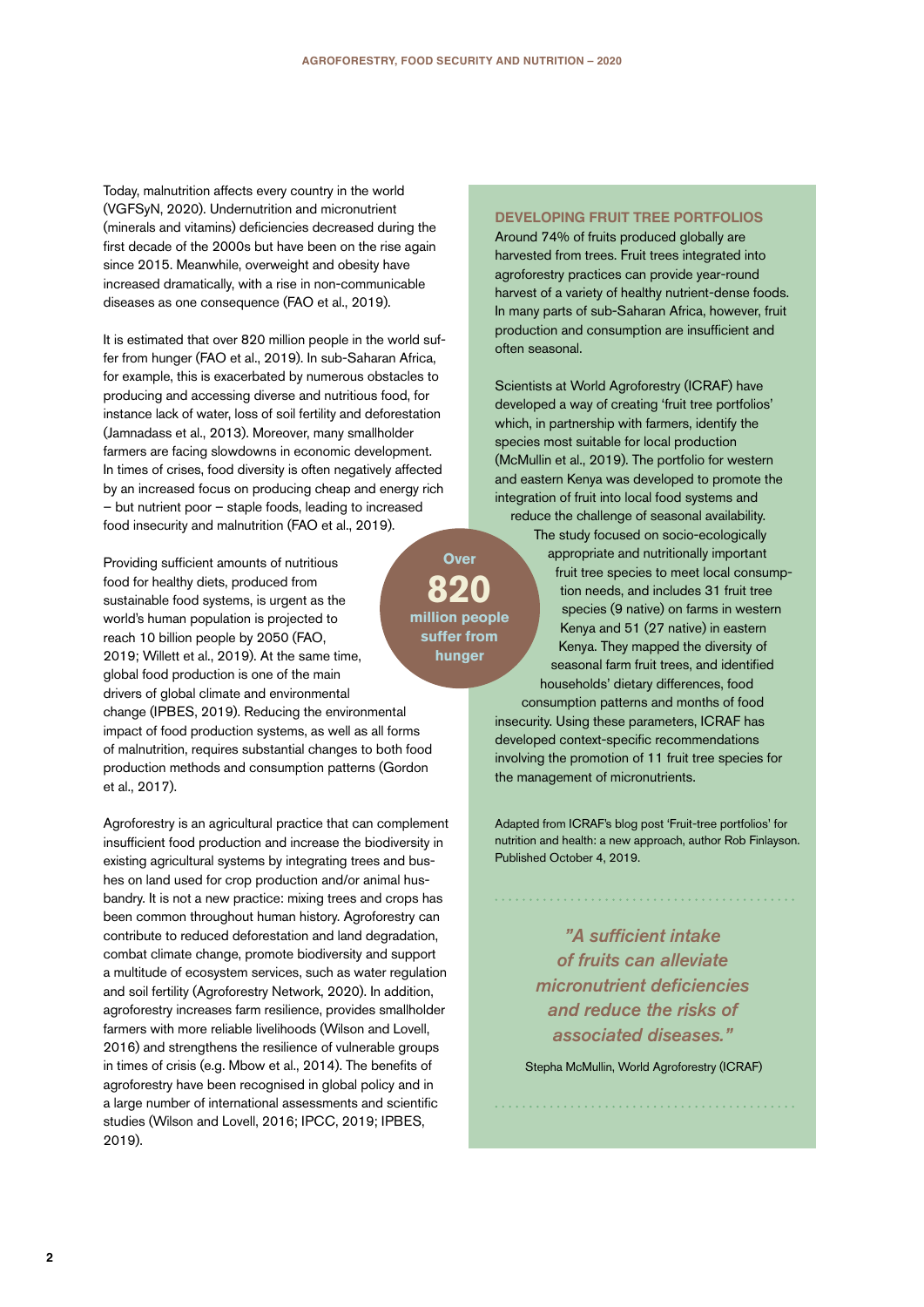Today, malnutrition affects every country in the world (VGFSyN, 2020). Undernutrition and micronutrient (minerals and vitamins) deficiencies decreased during the first decade of the 2000s but have been on the rise again since 2015. Meanwhile, overweight and obesity have increased dramatically, with a rise in non-communicable diseases as one consequence (FAO et al., 2019).

It is estimated that over 820 million people in the world suffer from hunger (FAO et al., 2019). In sub-Saharan Africa, for example, this is exacerbated by numerous obstacles to producing and accessing diverse and nutritious food, for instance lack of water, loss of soil fertility and deforestation (Jamnadass et al., 2013). Moreover, many smallholder farmers are facing slowdowns in economic development. In times of crises, food diversity is often negatively affected by an increased focus on producing cheap and energy rich – but nutrient poor – staple foods, leading to increased food insecurity and malnutrition (FAO et al., 2019).

**Over 820 million people suffer from hunger**

Providing sufficient amounts of nutritious food for healthy diets, produced from sustainable food systems, is urgent as the world's human population is projected to reach 10 billion people by 2050 (FAO, 2019; Willett et al., 2019). At the same time, global food production is one of the main drivers of global climate and environmental change (IPBES, 2019). Reducing the environmental impact of food production systems, as well as all forms of malnutrition, requires substantial changes to both food production methods and consumption patterns (Gordon et al., 2017).

Agroforestry is an agricultural practice that can complement insufficient food production and increase the biodiversity in existing agricultural systems by integrating trees and bushes on land used for crop production and/or animal husbandry. It is not a new practice: mixing trees and crops has been common throughout human history. Agroforestry can contribute to reduced deforestation and land degradation, combat climate change, promote biodiversity and support a multitude of ecosystem services, such as water regulation and soil fertility (Agroforestry Network, 2020). In addition, agroforestry increases farm resilience, provides smallholder farmers with more reliable livelihoods (Wilson and Lovell, 2016) and strengthens the resilience of vulnerable groups in times of crisis (e.g. Mbow et al., 2014). The benefits of agroforestry have been recognised in global policy and in a large number of international assessments and scientific studies (Wilson and Lovell, 2016; IPCC, 2019; IPBES, 2019).

### DEVELOPING FRUIT TREE PORTFOLIOS

Around 74% of fruits produced globally are harvested from trees. Fruit trees integrated into agroforestry practices can provide year-round harvest of a variety of healthy nutrient-dense foods. In many parts of sub-Saharan Africa, however, fruit production and consumption are insufficient and often seasonal.

Scientists at World Agroforestry (ICRAF) have developed a way of creating 'fruit tree portfolios' which, in partnership with farmers, identify the species most suitable for local production (McMullin et al., 2019). The portfolio for western and eastern Kenya was developed to promote the integration of fruit into local food systems and reduce the challenge of seasonal availability. The study focused on socio-ecologically appropriate and nutritionally important fruit tree species to meet local consumption needs, and includes 31 fruit tree species (9 native) on farms in western Kenya and 51 (27 native) in eastern Kenya. They mapped the diversity of seasonal farm fruit trees, and identified households' dietary differences, food consumption patterns and months of food insecurity. Using these parameters, ICRAF has developed context-specific recommendations involving the promotion of 11 fruit tree species for the management of micronutrients.

Adapted from ICRAF's blog post 'Fruit-tree portfolios' for nutrition and health: a new approach, author Rob Finlayson. Published October 4, 2019.

> *"A sufficient intake of fruits can alleviate micronutrient deficiencies and reduce the risks of associated diseases."*
>
> Stepha McMullin, World Agroforestry (ICRAF)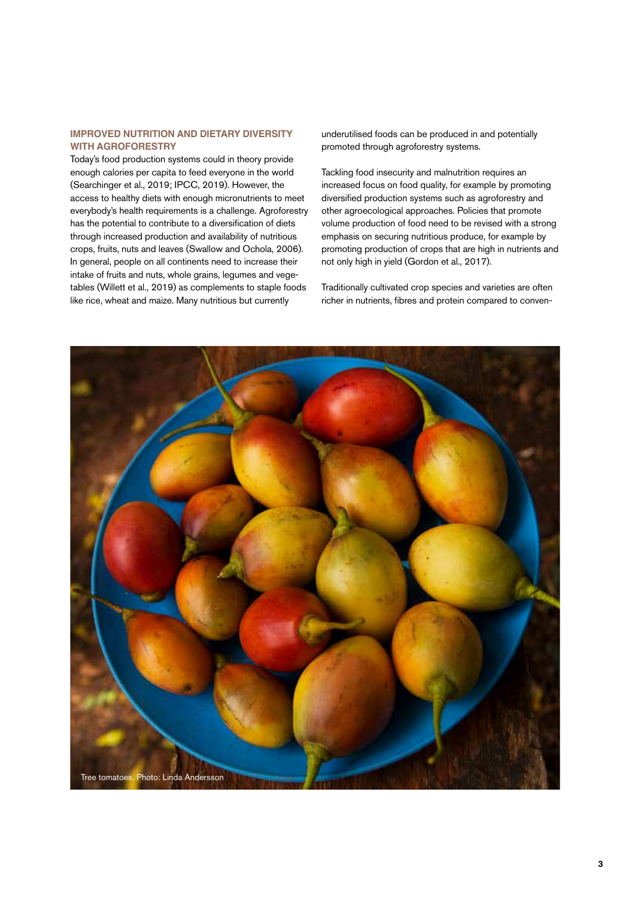## IMPROVED NUTRITION AND DIETARY DIVERSITY WITH AGROFORESTRY

Today's food production systems could in theory provide enough calories per capita to feed everyone in the world (Searchinger et al., 2019; IPCC, 2019). However, the access to healthy diets with enough micronutrients to meet everybody's health requirements is a challenge. Agroforestry has the potential to contribute to a diversification of diets through increased production and availability of nutritious crops, fruits, nuts and leaves (Swallow and Ochola, 2006). In general, people on all continents need to increase their intake of fruits and nuts, whole grains, legumes and vegetables (Willett et al., 2019) as complements to staple foods like rice, wheat and maize. Many nutritious but currently underutilised foods can be produced in and potentially promoted through agroforestry systems.

Tackling food insecurity and malnutrition requires an increased focus on food quality, for example by promoting diversified production systems such as agroforestry and other agroecological approaches. Policies that promote volume production of food need to be revised with a strong emphasis on securing nutritious produce, for example by promoting production of crops that are high in nutrients and not only high in yield (Gordon et al., 2017).

Traditionally cultivated crop species and varieties are often richer in nutrients, fibres and protein compared to conven-

Tree tomatoes. Photo: Linda Andersson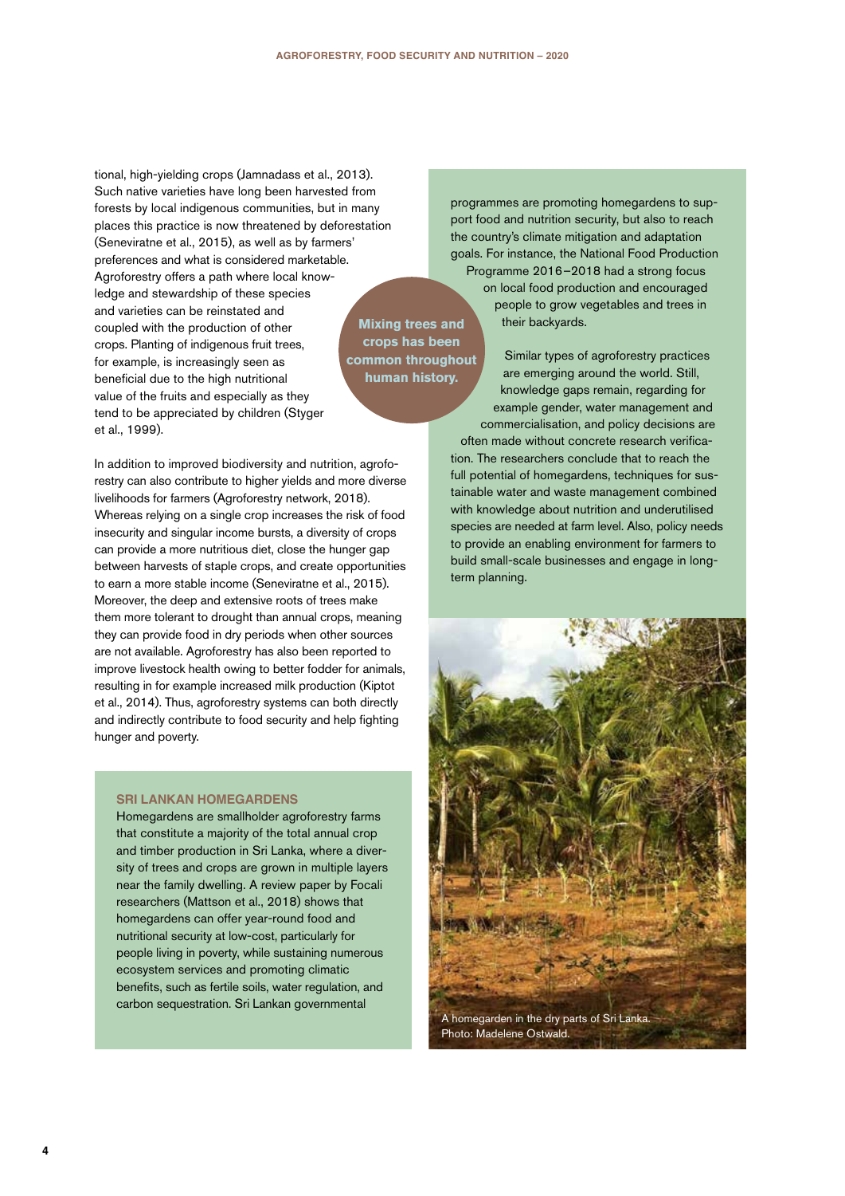tional, high-yielding crops (Jamnadass et al., 2013). Such native varieties have long been harvested from forests by local indigenous communities, but in many places this practice is now threatened by deforestation (Seneviratne et al., 2015), as well as by farmers' preferences and what is considered marketable. Agroforestry offers a path where local knowledge and stewardship of these species and varieties can be reinstated and coupled with the production of other crops. Planting of indigenous fruit trees, for example, is increasingly seen as beneficial due to the high nutritional value of the fruits and especially as they tend to be appreciated by children (Styger et al., 1999).

**Mixing trees and crops has been common throughout human history.**

In addition to improved biodiversity and nutrition, agroforestry can also contribute to higher yields and more diverse livelihoods for farmers (Agroforestry network, 2018). Whereas relying on a single crop increases the risk of food insecurity and singular income bursts, a diversity of crops can provide a more nutritious diet, close the hunger gap between harvests of staple crops, and create opportunities to earn a more stable income (Seneviratne et al., 2015). Moreover, the deep and extensive roots of trees make them more tolerant to drought than annual crops, meaning they can provide food in dry periods when other sources are not available. Agroforestry has also been reported to improve livestock health owing to better fodder for animals, resulting in for example increased milk production (Kiptot et al., 2014). Thus, agroforestry systems can both directly and indirectly contribute to food security and help fighting hunger and poverty.

### SRI LANKAN HOMEGARDENS

Homegardens are smallholder agroforestry farms that constitute a majority of the total annual crop and timber production in Sri Lanka, where a diversity of trees and crops are grown in multiple layers near the family dwelling. A review paper by Focali researchers (Mattson et al., 2018) shows that homegardens can offer year-round food and nutritional security at low-cost, particularly for people living in poverty, while sustaining numerous ecosystem services and promoting climatic benefits, such as fertile soils, water regulation, and carbon sequestration. Sri Lankan governmental programmes are promoting homegardens to support food and nutrition security, but also to reach the country's climate mitigation and adaptation goals. For instance, the National Food Production Programme 2016–2018 had a strong focus on local food production and encouraged people to grow vegetables and trees in their backyards.

Similar types of agroforestry practices are emerging around the world. Still, knowledge gaps remain, regarding for example gender, water management and commercialisation, and policy decisions are often made without concrete research verification. The researchers conclude that to reach the full potential of homegardens, techniques for sustainable water and waste management combined with knowledge about nutrition and underutilised species are needed at farm level. Also, policy needs to provide an enabling environment for farmers to build small-scale businesses and engage in long-term planning.

A homegarden in the dry parts of Sri Lanka. Photo: Madelene Ostwald.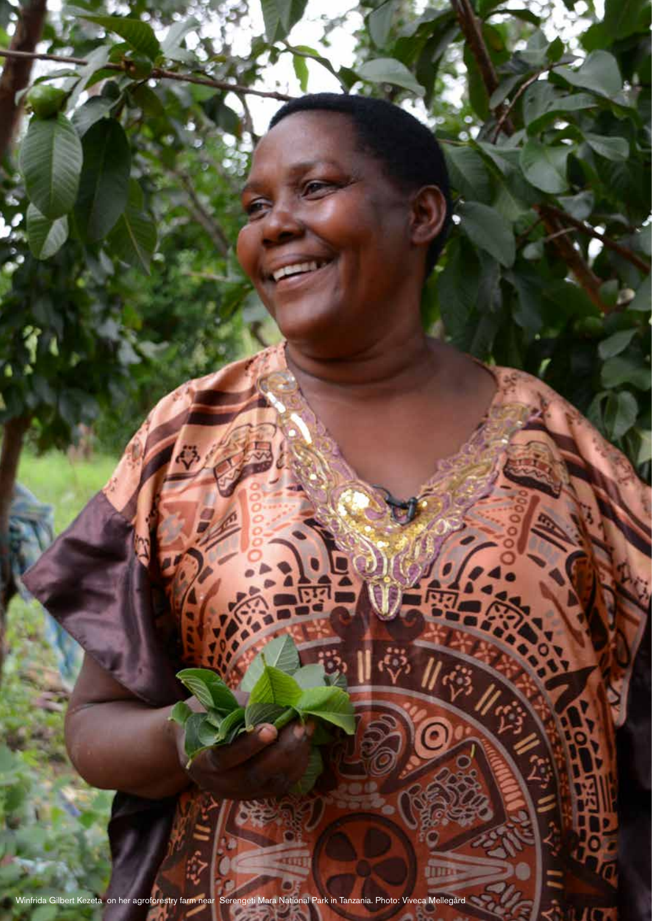Winfrida Gilbert Kezeta on her agroforestry farm near Serengeti Mara National Park in Tanzania. Photo: Viveca Mellegård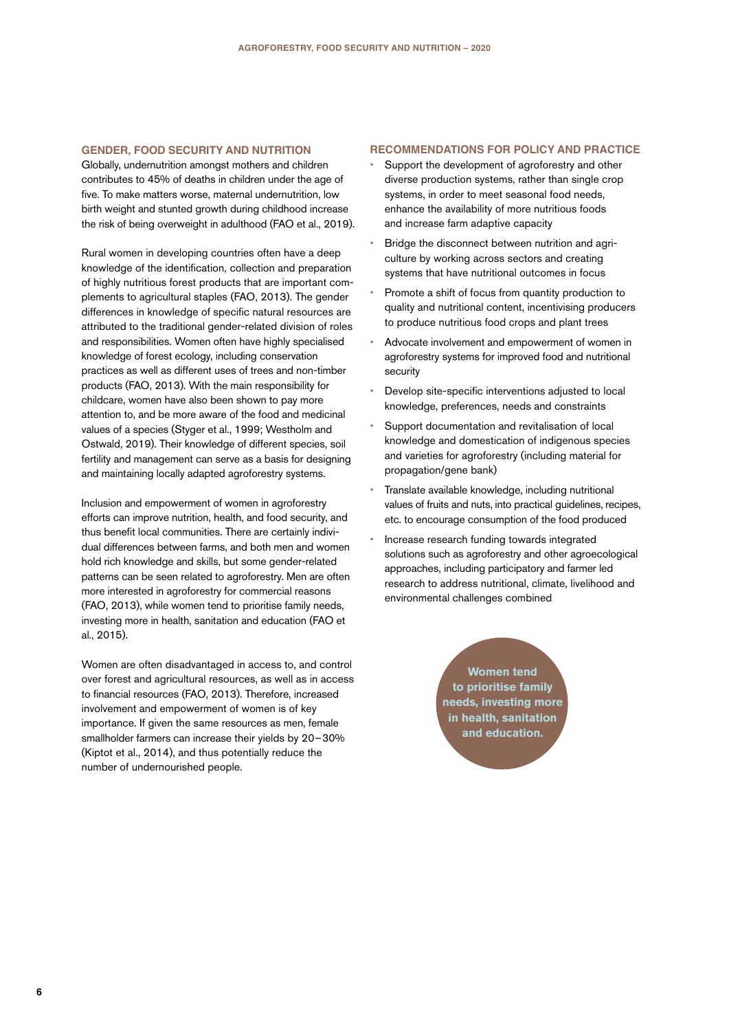## GENDER, FOOD SECURITY AND NUTRITION

Globally, undernutrition amongst mothers and children contributes to 45% of deaths in children under the age of five. To make matters worse, maternal undernutrition, low birth weight and stunted growth during childhood increase the risk of being overweight in adulthood (FAO et al., 2019).

Rural women in developing countries often have a deep knowledge of the identification, collection and preparation of highly nutritious forest products that are important complements to agricultural staples (FAO, 2013). The gender differences in knowledge of specific natural resources are attributed to the traditional gender-related division of roles and responsibilities. Women often have highly specialised knowledge of forest ecology, including conservation practices as well as different uses of trees and non-timber products (FAO, 2013). With the main responsibility for childcare, women have also been shown to pay more attention to, and be more aware of the food and medicinal values of a species (Styger et al., 1999; Westholm and Ostwald, 2019). Their knowledge of different species, soil fertility and management can serve as a basis for designing and maintaining locally adapted agroforestry systems.

Inclusion and empowerment of women in agroforestry efforts can improve nutrition, health, and food security, and thus benefit local communities. There are certainly individual differences between farms, and both men and women hold rich knowledge and skills, but some gender-related patterns can be seen related to agroforestry. Men are often more interested in agroforestry for commercial reasons (FAO, 2013), while women tend to prioritise family needs, investing more in health, sanitation and education (FAO et al., 2015).

Women are often disadvantaged in access to, and control over forest and agricultural resources, as well as in access to financial resources (FAO, 2013). Therefore, increased involvement and empowerment of women is of key importance. If given the same resources as men, female smallholder farmers can increase their yields by 20–30% (Kiptot et al., 2014), and thus potentially reduce the number of undernourished people.

## RECOMMENDATIONS FOR POLICY AND PRACTICE

- Support the development of agroforestry and other diverse production systems, rather than single crop systems, in order to meet seasonal food needs, enhance the availability of more nutritious foods and increase farm adaptive capacity
- Bridge the disconnect between nutrition and agriculture by working across sectors and creating systems that have nutritional outcomes in focus
- Promote a shift of focus from quantity production to quality and nutritional content, incentivising producers to produce nutritious food crops and plant trees
- Advocate involvement and empowerment of women in agroforestry systems for improved food and nutritional security
- Develop site-specific interventions adjusted to local knowledge, preferences, needs and constraints
- Support documentation and revitalisation of local knowledge and domestication of indigenous species and varieties for agroforestry (including material for propagation/gene bank)
- Translate available knowledge, including nutritional values of fruits and nuts, into practical guidelines, recipes, etc. to encourage consumption of the food produced
- Increase research funding towards integrated solutions such as agroforestry and other agroecological approaches, including participatory and farmer led research to address nutritional, climate, livelihood and environmental challenges combined

**Women tend to prioritise family needs, investing more in health, sanitation and education.**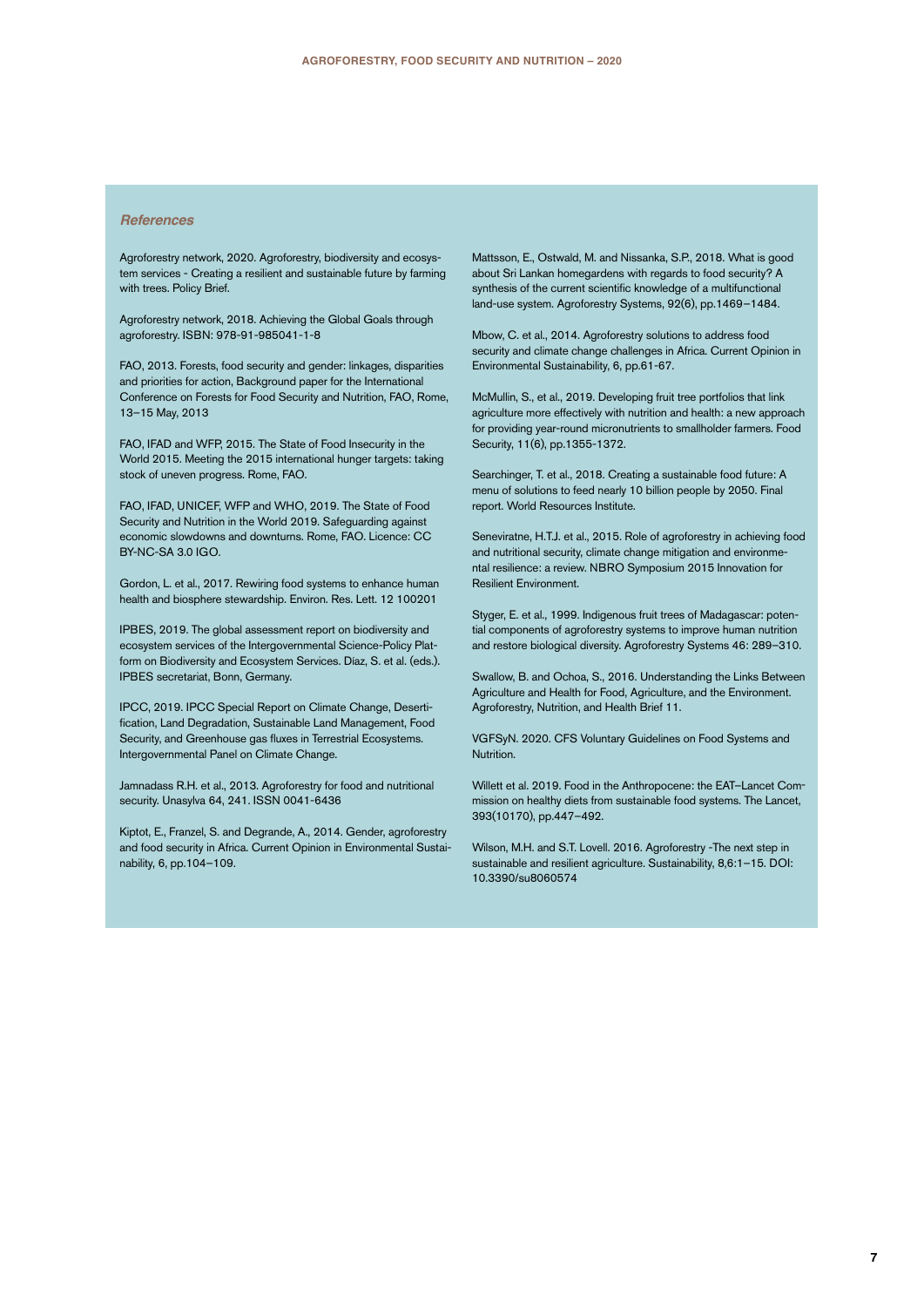## *References*

Agroforestry network, 2020. Agroforestry, biodiversity and ecosystem services - Creating a resilient and sustainable future by farming with trees. Policy Brief.

Agroforestry network, 2018. Achieving the Global Goals through agroforestry. ISBN: 978-91-985041-1-8

FAO, 2013. Forests, food security and gender: linkages, disparities and priorities for action, Background paper for the International Conference on Forests for Food Security and Nutrition, FAO, Rome, 13–15 May, 2013

FAO, IFAD and WFP, 2015. The State of Food Insecurity in the World 2015. Meeting the 2015 international hunger targets: taking stock of uneven progress. Rome, FAO.

FAO, IFAD, UNICEF, WFP and WHO, 2019. The State of Food Security and Nutrition in the World 2019. Safeguarding against economic slowdowns and downturns. Rome, FAO. Licence: CC BY-NC-SA 3.0 IGO.

Gordon, L. et al., 2017. Rewiring food systems to enhance human health and biosphere stewardship. Environ. Res. Lett. 12 100201

IPBES, 2019. The global assessment report on biodiversity and ecosystem services of the Intergovernmental Science-Policy Platform on Biodiversity and Ecosystem Services. Díaz, S. et al. (eds.). IPBES secretariat, Bonn, Germany.

IPCC, 2019. IPCC Special Report on Climate Change, Desertification, Land Degradation, Sustainable Land Management, Food Security, and Greenhouse gas fluxes in Terrestrial Ecosystems. Intergovernmental Panel on Climate Change.

Jamnadass R.H. et al., 2013. Agroforestry for food and nutritional security. Unasylva 64, 241. ISSN 0041-6436

Kiptot, E., Franzel, S. and Degrande, A., 2014. Gender, agroforestry and food security in Africa. Current Opinion in Environmental Sustainability, 6, pp.104–109.

Mattsson, E., Ostwald, M. and Nissanka, S.P., 2018. What is good about Sri Lankan homegardens with regards to food security? A synthesis of the current scientific knowledge of a multifunctional land-use system. Agroforestry Systems, 92(6), pp.1469–1484.

Mbow, C. et al., 2014. Agroforestry solutions to address food security and climate change challenges in Africa. Current Opinion in Environmental Sustainability, 6, pp.61-67.

McMullin, S., et al., 2019. Developing fruit tree portfolios that link agriculture more effectively with nutrition and health: a new approach for providing year-round micronutrients to smallholder farmers. Food Security, 11(6), pp.1355-1372.

Searchinger, T. et al., 2018. Creating a sustainable food future: A menu of solutions to feed nearly 10 billion people by 2050. Final report. World Resources Institute.

Seneviratne, H.T.J. et al., 2015. Role of agroforestry in achieving food and nutritional security, climate change mitigation and environmental resilience: a review. NBRO Symposium 2015 Innovation for Resilient Environment.

Styger, E. et al., 1999. Indigenous fruit trees of Madagascar: potential components of agroforestry systems to improve human nutrition and restore biological diversity. Agroforestry Systems 46: 289–310.

Swallow, B. and Ochoa, S., 2016. Understanding the Links Between Agriculture and Health for Food, Agriculture, and the Environment. Agroforestry, Nutrition, and Health Brief 11.

VGFSyN. 2020. CFS Voluntary Guidelines on Food Systems and Nutrition.

Willett et al. 2019. Food in the Anthropocene: the EAT–Lancet Commission on healthy diets from sustainable food systems. The Lancet, 393(10170), pp.447–492.

Wilson, M.H. and S.T. Lovell. 2016. Agroforestry -The next step in sustainable and resilient agriculture. Sustainability, 8,6:1–15. DOI: 10.3390/su8060574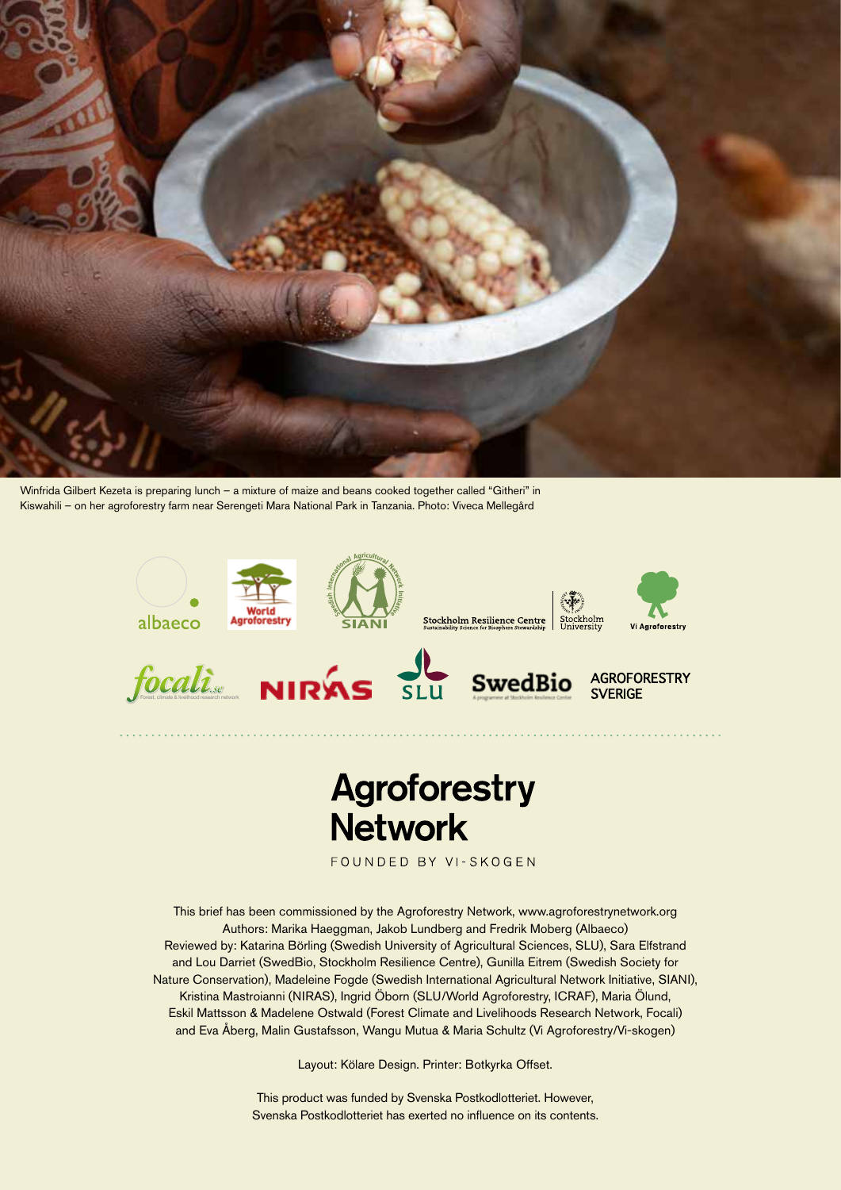Winfrida Gilbert Kezeta is preparing lunch – a mixture of maize and beans cooked together called "Githeri" in Kiswahili – on her agroforestry farm near Serengeti Mara National Park in Tanzania. Photo: Viveca Mellegård

# Agroforestry Network

FOUNDED BY VI-SKOGEN

This brief has been commissioned by the Agroforestry Network, www.agroforestrynetwork.org
Authors: Marika Haeggman, Jakob Lundberg and Fredrik Moberg (Albaeco)
Reviewed by: Katarina Börling (Swedish University of Agricultural Sciences, SLU), Sara Elfstrand and Lou Darriet (SwedBio, Stockholm Resilience Centre), Gunilla Eitrem (Swedish Society for Nature Conservation), Madeleine Fogde (Swedish International Agricultural Network Initiative, SIANI), Kristina Mastroianni (NIRAS), Ingrid Öborn (SLU/World Agroforestry, ICRAF), Maria Ölund, Eskil Mattsson & Madelene Ostwald (Forest Climate and Livelihoods Research Network, Focali) and Eva Åberg, Malin Gustafsson, Wangu Mutua & Maria Schultz (Vi Agroforestry/Vi-skogen)

Layout: Kölare Design. Printer: Botkyrka Offset.

This product was funded by Svenska Postkodlotteriet. However, Svenska Postkodlotteriet has exerted no influence on its contents.